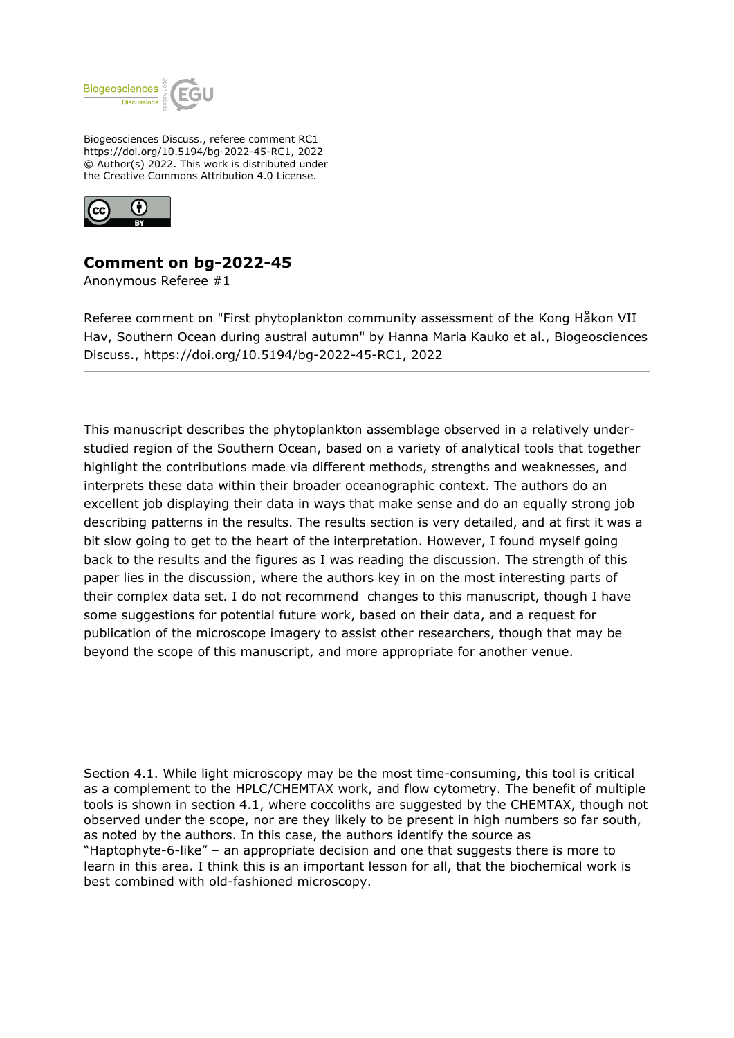Biogeosciences Discuss., referee comment RC1
https://doi.org/10.5194/bg-2022-45-RC1, 2022
© Author(s) 2022. This work is distributed under
the Creative Commons Attribution 4.0 License.

# Comment on bg-2022-45

Anonymous Referee #1

Referee comment on "First phytoplankton community assessment of the Kong Håkon VII Hav, Southern Ocean during austral autumn" by Hanna Maria Kauko et al., Biogeosciences Discuss., https://doi.org/10.5194/bg-2022-45-RC1, 2022

This manuscript describes the phytoplankton assemblage observed in a relatively under-studied region of the Southern Ocean, based on a variety of analytical tools that together highlight the contributions made via different methods, strengths and weaknesses, and interprets these data within their broader oceanographic context. The authors do an excellent job displaying their data in ways that make sense and do an equally strong job describing patterns in the results. The results section is very detailed, and at first it was a bit slow going to get to the heart of the interpretation. However, I found myself going back to the results and the figures as I was reading the discussion. The strength of this paper lies in the discussion, where the authors key in on the most interesting parts of their complex data set. I do not recommend changes to this manuscript, though I have some suggestions for potential future work, based on their data, and a request for publication of the microscope imagery to assist other researchers, though that may be beyond the scope of this manuscript, and more appropriate for another venue.

Section 4.1. While light microscopy may be the most time-consuming, this tool is critical as a complement to the HPLC/CHEMTAX work, and flow cytometry. The benefit of multiple tools is shown in section 4.1, where coccoliths are suggested by the CHEMTAX, though not observed under the scope, nor are they likely to be present in high numbers so far south, as noted by the authors. In this case, the authors identify the source as "Haptophyte-6-like" – an appropriate decision and one that suggests there is more to learn in this area. I think this is an important lesson for all, that the biochemical work is best combined with old-fashioned microscopy.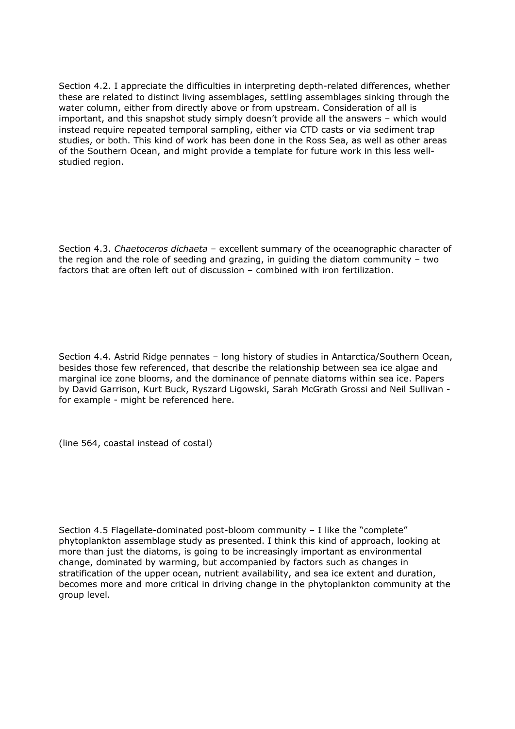Section 4.2. I appreciate the difficulties in interpreting depth-related differences, whether these are related to distinct living assemblages, settling assemblages sinking through the water column, either from directly above or from upstream. Consideration of all is important, and this snapshot study simply doesn't provide all the answers – which would instead require repeated temporal sampling, either via CTD casts or via sediment trap studies, or both. This kind of work has been done in the Ross Sea, as well as other areas of the Southern Ocean, and might provide a template for future work in this less well-studied region.

Section 4.3. *Chaetoceros dichaeta* – excellent summary of the oceanographic character of the region and the role of seeding and grazing, in guiding the diatom community – two factors that are often left out of discussion – combined with iron fertilization.

Section 4.4. Astrid Ridge pennates – long history of studies in Antarctica/Southern Ocean, besides those few referenced, that describe the relationship between sea ice algae and marginal ice zone blooms, and the dominance of pennate diatoms within sea ice. Papers by David Garrison, Kurt Buck, Ryszard Ligowski, Sarah McGrath Grossi and Neil Sullivan - for example - might be referenced here.

(line 564, coastal instead of costal)

Section 4.5 Flagellate-dominated post-bloom community – I like the "complete" phytoplankton assemblage study as presented. I think this kind of approach, looking at more than just the diatoms, is going to be increasingly important as environmental change, dominated by warming, but accompanied by factors such as changes in stratification of the upper ocean, nutrient availability, and sea ice extent and duration, becomes more and more critical in driving change in the phytoplankton community at the group level.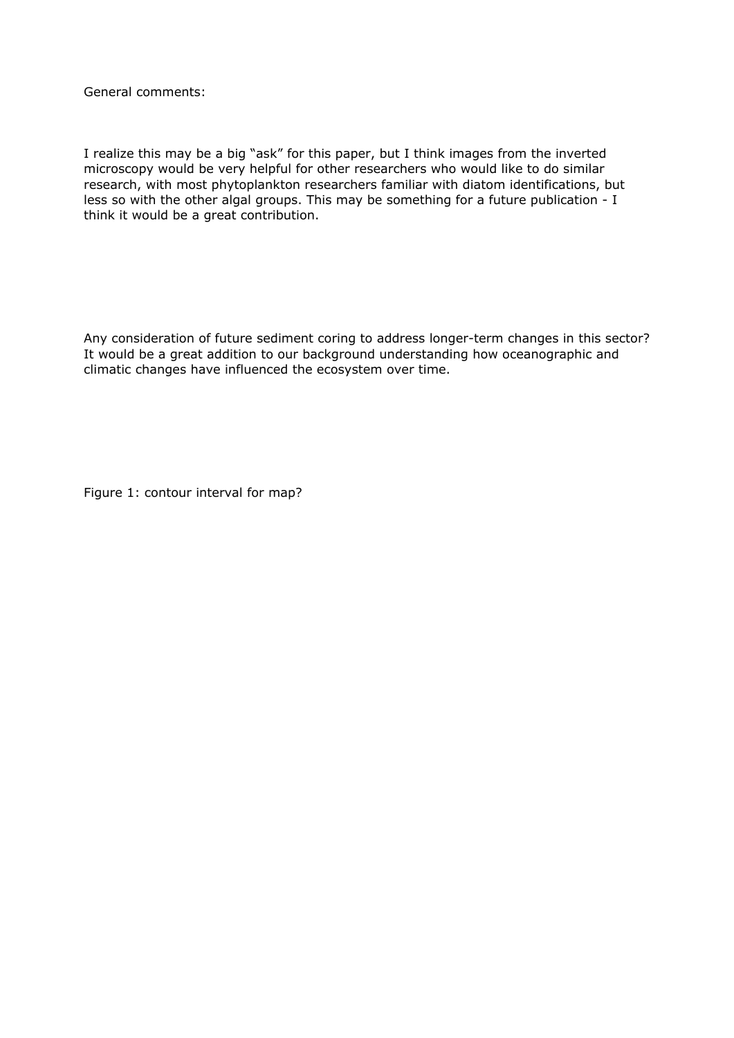General comments:

I realize this may be a big "ask" for this paper, but I think images from the inverted microscopy would be very helpful for other researchers who would like to do similar research, with most phytoplankton researchers familiar with diatom identifications, but less so with the other algal groups. This may be something for a future publication - I think it would be a great contribution.

Any consideration of future sediment coring to address longer-term changes in this sector? It would be a great addition to our background understanding how oceanographic and climatic changes have influenced the ecosystem over time.

Figure 1: contour interval for map?